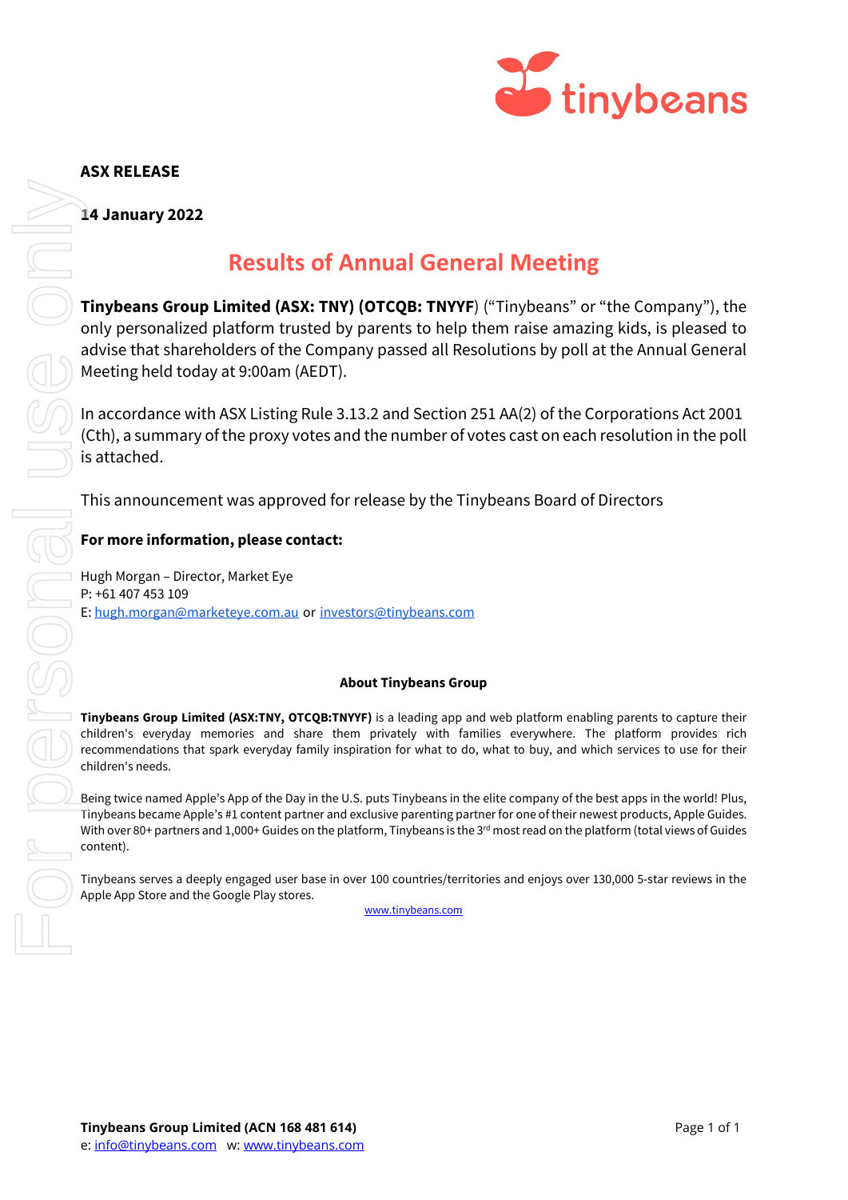**ASX RELEASE**

**14 January 2022**

# Results of Annual General Meeting

**Tinybeans Group Limited (ASX: TNY) (OTCQB: TNYYF**) ("Tinybeans" or "the Company"), the only personalized platform trusted by parents to help them raise amazing kids, is pleased to advise that shareholders of the Company passed all Resolutions by poll at the Annual General Meeting held today at 9:00am (AEDT).

In accordance with ASX Listing Rule 3.13.2 and Section 251 AA(2) of the Corporations Act 2001 (Cth), a summary of the proxy votes and the number of votes cast on each resolution in the poll is attached.

This announcement was approved for release by the Tinybeans Board of Directors

**For more information, please contact:**

Hugh Morgan – Director, Market Eye
P: +61 407 453 109
E: hugh.morgan@marketeye.com.au or investors@tinybeans.com

**About Tinybeans Group**

**Tinybeans Group Limited (ASX:TNY, OTCQB:TNYYF)** is a leading app and web platform enabling parents to capture their children's everyday memories and share them privately with families everywhere. The platform provides rich recommendations that spark everyday family inspiration for what to do, what to buy, and which services to use for their children's needs.

Being twice named Apple's App of the Day in the U.S. puts Tinybeans in the elite company of the best apps in the world! Plus, Tinybeans became Apple's #1 content partner and exclusive parenting partner for one of their newest products, Apple Guides. With over 80+ partners and 1,000+ Guides on the platform, Tinybeans is the 3rd most read on the platform (total views of Guides content).

Tinybeans serves a deeply engaged user base in over 100 countries/territories and enjoys over 130,000 5-star reviews in the Apple App Store and the Google Play stores.

www.tinybeans.com

**Tinybeans Group Limited (ACN 168 481 614)**
e: info@tinybeans.com w: www.tinybeans.com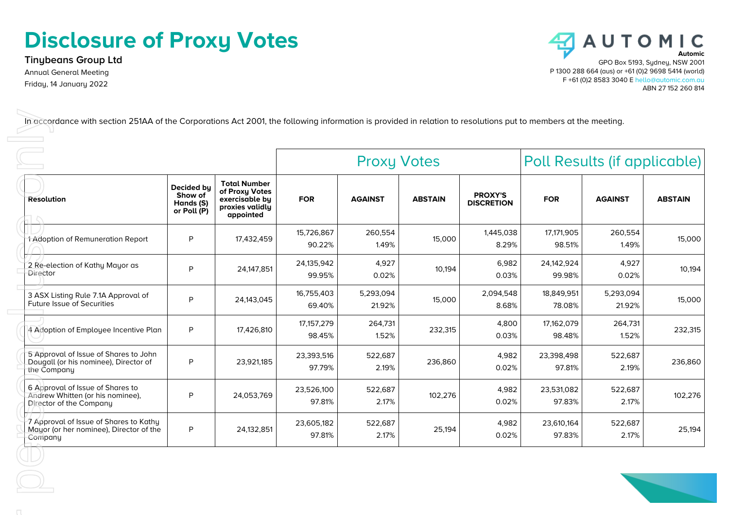# Disclosure of Proxy Votes

**Tinybeans Group Ltd**

Annual General Meeting

Friday, 14 January 2022

**Automic**

GPO Box 5193, Sydney, NSW 2001

P 1300 288 664 (aus) or +61 (0)2 9698 5414 (world)

F +61 (0)2 8583 3040 E hello@automic.com.au

ABN 27 152 260 814

In accordance with section 251AA of the Corporations Act 2001, the following information is provided in relation to resolutions put to members at the meeting.

| | | | Proxy Votes | | | | Poll Results (if applicable) | | |
|---|---|---|---|---|---|---|---|---|---|
| **Resolution** | **Decided by Show of Hands (S) or Poll (P)** | **Total Number of Proxy Votes exercisable by proxies validly appointed** | **FOR** | **AGAINST** | **ABSTAIN** | **PROXY'S DISCRETION** | **FOR** | **AGAINST** | **ABSTAIN** |
| 1 Adoption of Remuneration Report | P | 17,432,459 | 15,726,867 90.22% | 260,554 1.49% | 15,000 | 1,445,038 8.29% | 17,171,905 98.51% | 260,554 1.49% | 15,000 |
| 2 Re-election of Kathy Mayor as Director | P | 24,147,851 | 24,135,942 99.95% | 4,927 0.02% | 10,194 | 6,982 0.03% | 24,142,924 99.98% | 4,927 0.02% | 10,194 |
| 3 ASX Listing Rule 7.1A Approval of Future Issue of Securities | P | 24,143,045 | 16,755,403 69.40% | 5,293,094 21.92% | 15,000 | 2,094,548 8.68% | 18,849,951 78.08% | 5,293,094 21.92% | 15,000 |
| 4 Adoption of Employee Incentive Plan | P | 17,426,810 | 17,157,279 98.45% | 264,731 1.52% | 232,315 | 4,800 0.03% | 17,162,079 98.48% | 264,731 1.52% | 232,315 |
| 5 Approval of Issue of Shares to John Dougall (or his nominee), Director of the Company | P | 23,921,185 | 23,393,516 97.79% | 522,687 2.19% | 236,860 | 4,982 0.02% | 23,398,498 97.81% | 522,687 2.19% | 236,860 |
| 6 Approval of Issue of Shares to Andrew Whitten (or his nominee), Director of the Company | P | 24,053,769 | 23,526,100 97.81% | 522,687 2.17% | 102,276 | 4,982 0.02% | 23,531,082 97.83% | 522,687 2.17% | 102,276 |
| 7 Approval of Issue of Shares to Kathy Mayor (or her nominee), Director of the Company | P | 24,132,851 | 23,605,182 97.81% | 522,687 2.17% | 25,194 | 4,982 0.02% | 23,610,164 97.83% | 522,687 2.17% | 25,194 |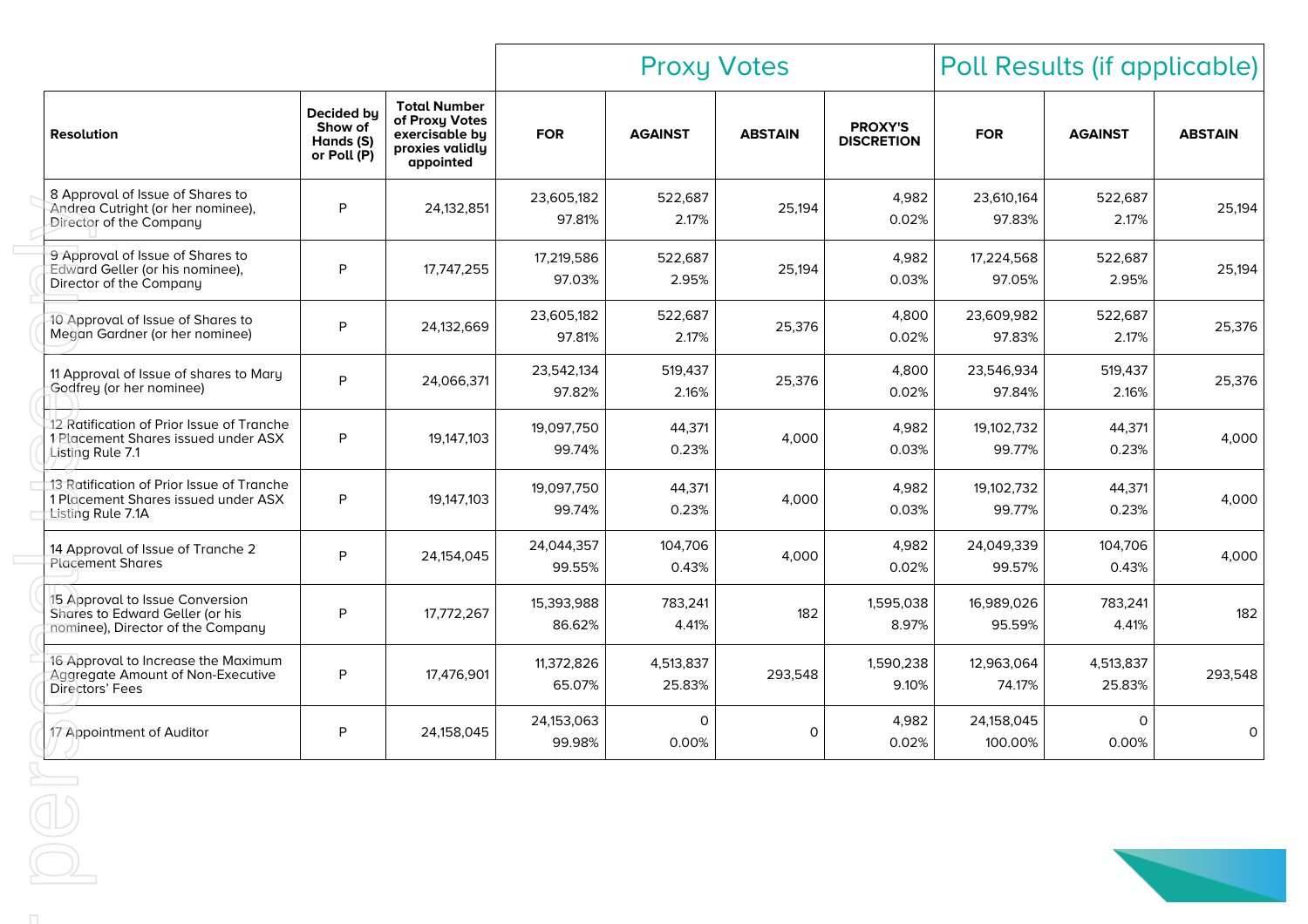| | | | Proxy Votes | | | | Poll Results (if applicable) | | |
|---|---|---|---|---|---|---|---|---|---|
| Resolution | Decided by Show of Hands (S) or Poll (P) | Total Number of Proxy Votes exercisable by proxies validly appointed | FOR | AGAINST | ABSTAIN | PROXY'S DISCRETION | FOR | AGAINST | ABSTAIN |
| 8 Approval of Issue of Shares to Andrea Cutright (or her nominee), Director of the Company | P | 24,132,851 | 23,605,182 97.81% | 522,687 2.17% | 25,194 | 4,982 0.02% | 23,610,164 97.83% | 522,687 2.17% | 25,194 |
| 9 Approval of Issue of Shares to Edward Geller (or his nominee), Director of the Company | P | 17,747,255 | 17,219,586 97.03% | 522,687 2.95% | 25,194 | 4,982 0.03% | 17,224,568 97.05% | 522,687 2.95% | 25,194 |
| 10 Approval of Issue of Shares to Megan Gardner (or her nominee) | P | 24,132,669 | 23,605,182 97.81% | 522,687 2.17% | 25,376 | 4,800 0.02% | 23,609,982 97.83% | 522,687 2.17% | 25,376 |
| 11 Approval of Issue of shares to Mary Godfrey (or her nominee) | P | 24,066,371 | 23,542,134 97.82% | 519,437 2.16% | 25,376 | 4,800 0.02% | 23,546,934 97.84% | 519,437 2.16% | 25,376 |
| 12 Ratification of Prior Issue of Tranche 1 Placement Shares issued under ASX Listing Rule 7.1 | P | 19,147,103 | 19,097,750 99.74% | 44,371 0.23% | 4,000 | 4,982 0.03% | 19,102,732 99.77% | 44,371 0.23% | 4,000 |
| 13 Ratification of Prior Issue of Tranche 1 Placement Shares issued under ASX Listing Rule 7.1A | P | 19,147,103 | 19,097,750 99.74% | 44,371 0.23% | 4,000 | 4,982 0.03% | 19,102,732 99.77% | 44,371 0.23% | 4,000 |
| 14 Approval of Issue of Tranche 2 Placement Shares | P | 24,154,045 | 24,044,357 99.55% | 104,706 0.43% | 4,000 | 4,982 0.02% | 24,049,339 99.57% | 104,706 0.43% | 4,000 |
| 15 Approval to Issue Conversion Shares to Edward Geller (or his nominee), Director of the Company | P | 17,772,267 | 15,393,988 86.62% | 783,241 4.41% | 182 | 1,595,038 8.97% | 16,989,026 95.59% | 783,241 4.41% | 182 |
| 16 Approval to Increase the Maximum Aggregate Amount of Non-Executive Directors' Fees | P | 17,476,901 | 11,372,826 65.07% | 4,513,837 25.83% | 293,548 | 1,590,238 9.10% | 12,963,064 74.17% | 4,513,837 25.83% | 293,548 |
| 17 Appointment of Auditor | P | 24,158,045 | 24,153,063 99.98% | 0 0.00% | 0 | 4,982 0.02% | 24,158,045 100.00% | 0 0.00% | 0 |